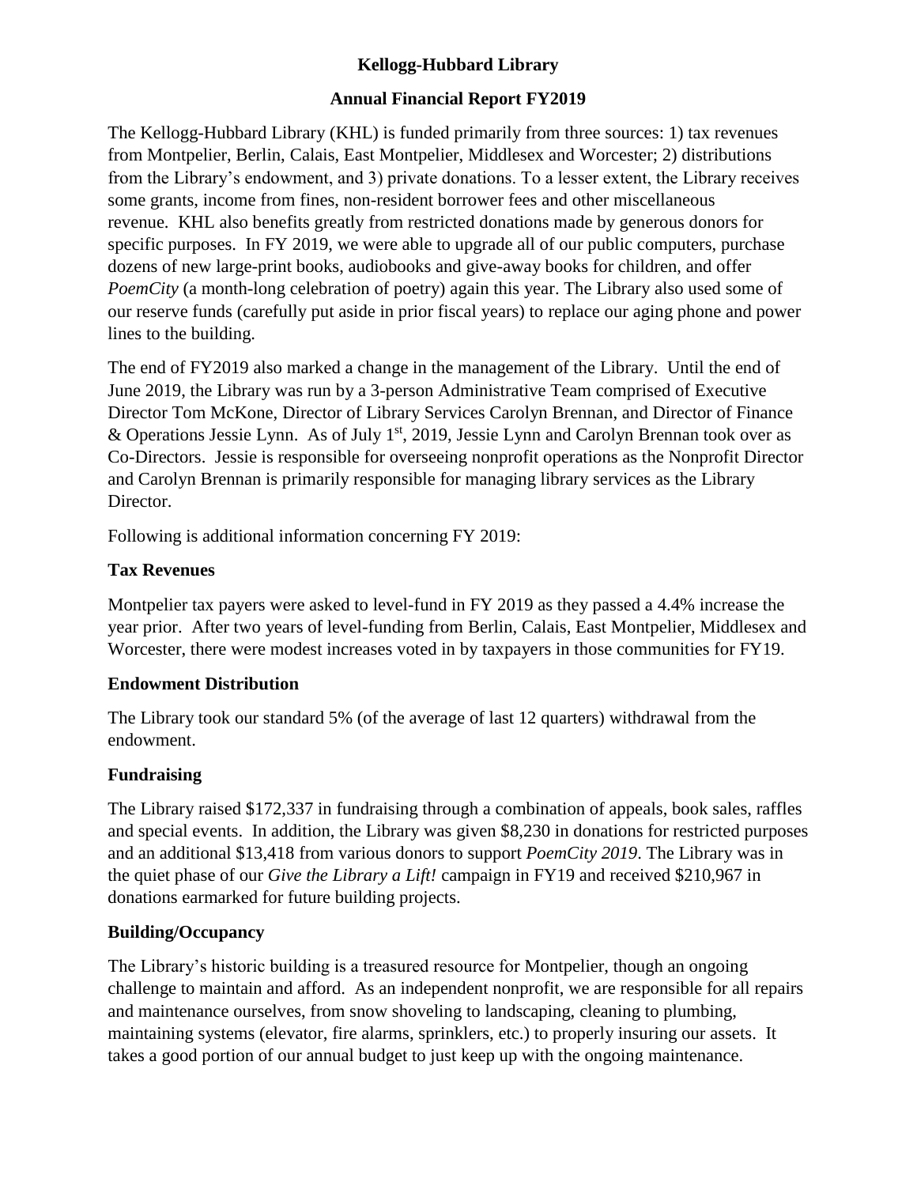# Kellogg-Hubbard Library

## Annual Financial Report FY2019

The Kellogg-Hubbard Library (KHL) is funded primarily from three sources: 1) tax revenues from Montpelier, Berlin, Calais, East Montpelier, Middlesex and Worcester; 2) distributions from the Library's endowment, and 3) private donations. To a lesser extent, the Library receives some grants, income from fines, non-resident borrower fees and other miscellaneous revenue. KHL also benefits greatly from restricted donations made by generous donors for specific purposes. In FY 2019, we were able to upgrade all of our public computers, purchase dozens of new large-print books, audiobooks and give-away books for children, and offer *PoemCity* (a month-long celebration of poetry) again this year. The Library also used some of our reserve funds (carefully put aside in prior fiscal years) to replace our aging phone and power lines to the building.

The end of FY2019 also marked a change in the management of the Library. Until the end of June 2019, the Library was run by a 3-person Administrative Team comprised of Executive Director Tom McKone, Director of Library Services Carolyn Brennan, and Director of Finance & Operations Jessie Lynn. As of July 1st, 2019, Jessie Lynn and Carolyn Brennan took over as Co-Directors. Jessie is responsible for overseeing nonprofit operations as the Nonprofit Director and Carolyn Brennan is primarily responsible for managing library services as the Library Director.

Following is additional information concerning FY 2019:

### Tax Revenues

Montpelier tax payers were asked to level-fund in FY 2019 as they passed a 4.4% increase the year prior. After two years of level-funding from Berlin, Calais, East Montpelier, Middlesex and Worcester, there were modest increases voted in by taxpayers in those communities for FY19.

### Endowment Distribution

The Library took our standard 5% (of the average of last 12 quarters) withdrawal from the endowment.

### Fundraising

The Library raised $172,337 in fundraising through a combination of appeals, book sales, raffles and special events. In addition, the Library was given $8,230 in donations for restricted purposes and an additional $13,418 from various donors to support *PoemCity 2019*. The Library was in the quiet phase of our *Give the Library a Lift!* campaign in FY19 and received $210,967 in donations earmarked for future building projects.

### Building/Occupancy

The Library's historic building is a treasured resource for Montpelier, though an ongoing challenge to maintain and afford. As an independent nonprofit, we are responsible for all repairs and maintenance ourselves, from snow shoveling to landscaping, cleaning to plumbing, maintaining systems (elevator, fire alarms, sprinklers, etc.) to properly insuring our assets. It takes a good portion of our annual budget to just keep up with the ongoing maintenance.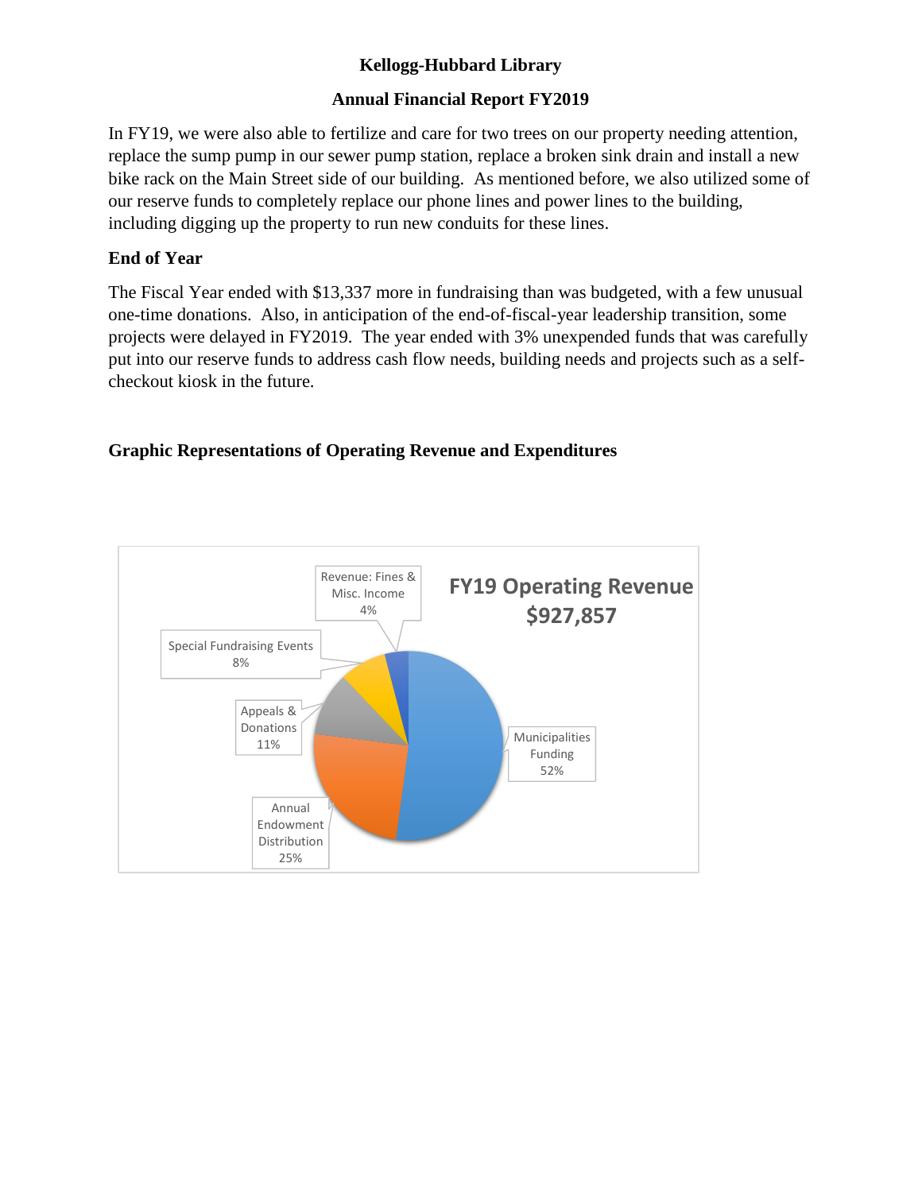In FY19, we were also able to fertilize and care for two trees on our property needing attention, replace the sump pump in our sewer pump station, replace a broken sink drain and install a new bike rack on the Main Street side of our building. As mentioned before, we also utilized some of our reserve funds to completely replace our phone lines and power lines to the building, including digging up the property to run new conduits for these lines.

### End of Year

The Fiscal Year ended with $13,337 more in fundraising than was budgeted, with a few unusual one-time donations. Also, in anticipation of the end-of-fiscal-year leadership transition, some projects were delayed in FY2019. The year ended with 3% unexpended funds that was carefully put into our reserve funds to address cash flow needs, building needs and projects such as a self-checkout kiosk in the future.

### Graphic Representations of Operating Revenue and Expenditures

**FY19 Operating Revenue $927,857**

| Source | Share |
|---|---|
| Municipalities Funding | 52% |
| Annual Endowment Distribution | 25% |
| Appeals & Donations | 11% |
| Special Fundraising Events | 8% |
| Revenue: Fines & Misc. Income | 4% |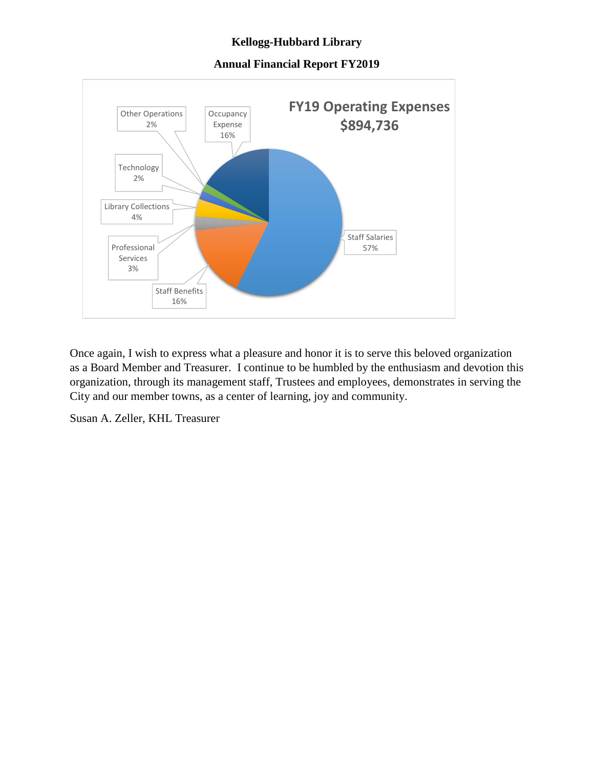**Kellogg-Hubbard Library**

**Annual Financial Report FY2019**

FY19 Operating Expenses
$894,736

Other Operations 2%
Occupancy Expense 16%
Technology 2%
Library Collections 4%
Professional Services 3%
Staff Benefits 16%
Staff Salaries 57%

Once again, I wish to express what a pleasure and honor it is to serve this beloved organization as a Board Member and Treasurer. I continue to be humbled by the enthusiasm and devotion this organization, through its management staff, Trustees and employees, demonstrates in serving the City and our member towns, as a center of learning, joy and community.

Susan A. Zeller, KHL Treasurer